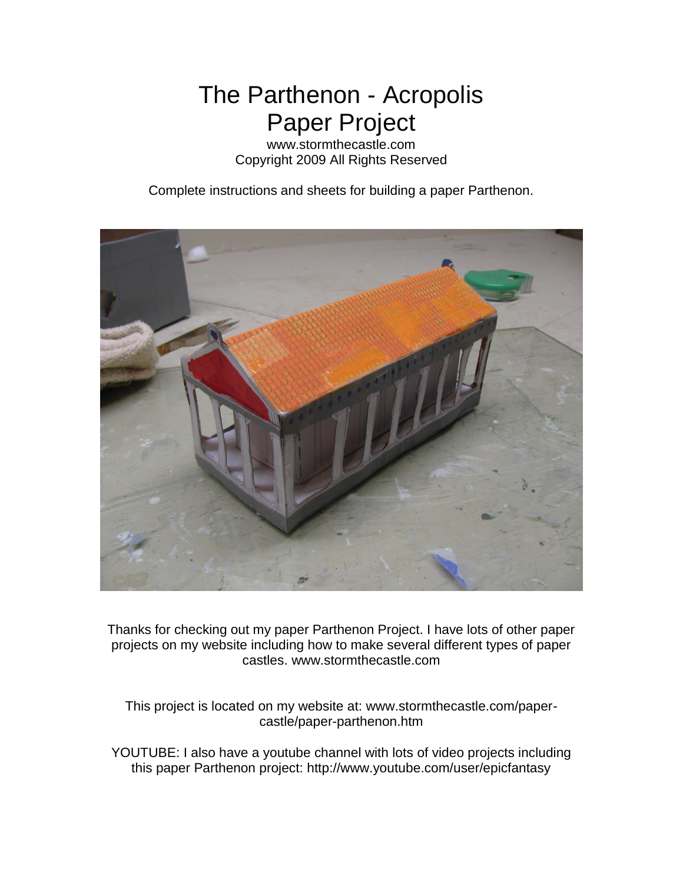# The Parthenon - Acropolis Paper Project

www.stormthecastle.com
Copyright 2009 All Rights Reserved

Complete instructions and sheets for building a paper Parthenon.

Thanks for checking out my paper Parthenon Project. I have lots of other paper projects on my website including how to make several different types of paper castles. www.stormthecastle.com

This project is located on my website at: www.stormthecastle.com/paper-castle/paper-parthenon.htm

YOUTUBE: I also have a youtube channel with lots of video projects including this paper Parthenon project: http://www.youtube.com/user/epicfantasy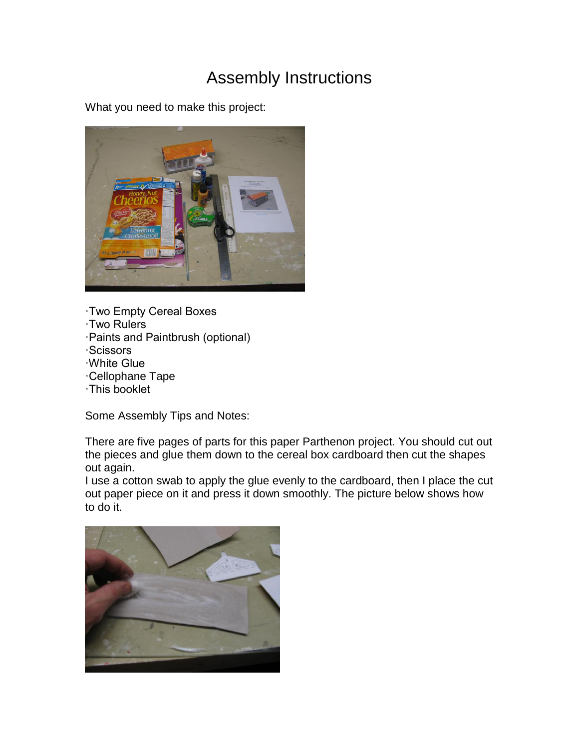# Assembly Instructions

What you need to make this project:

- Two Empty Cereal Boxes
- Two Rulers
- Paints and Paintbrush (optional)
- Scissors
- White Glue
- Cellophane Tape
- This booklet

Some Assembly Tips and Notes:

There are five pages of parts for this paper Parthenon project. You should cut out the pieces and glue them down to the cereal box cardboard then cut the shapes out again.

I use a cotton swab to apply the glue evenly to the cardboard, then I place the cut out paper piece on it and press it down smoothly. The picture below shows how to do it.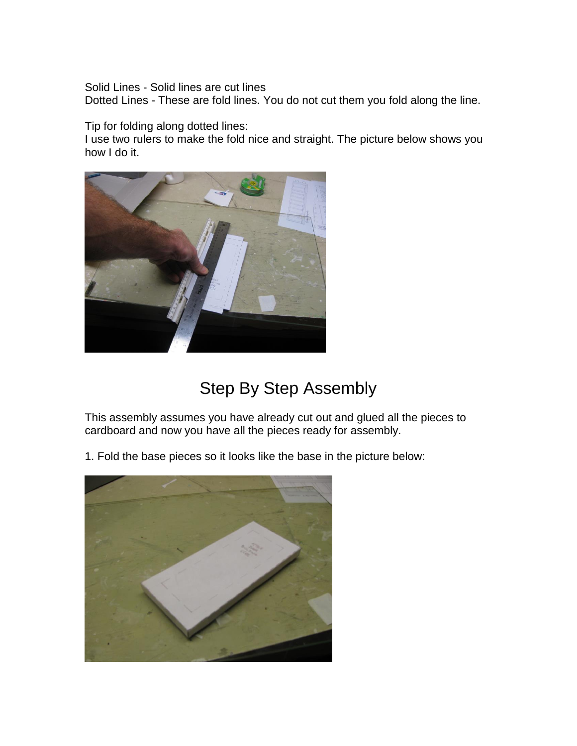Solid Lines - Solid lines are cut lines
Dotted Lines - These are fold lines. You do not cut them you fold along the line.

Tip for folding along dotted lines:
I use two rulers to make the fold nice and straight. The picture below shows you how I do it.

# Step By Step Assembly

This assembly assumes you have already cut out and glued all the pieces to cardboard and now you have all the pieces ready for assembly.

1. Fold the base pieces so it looks like the base in the picture below: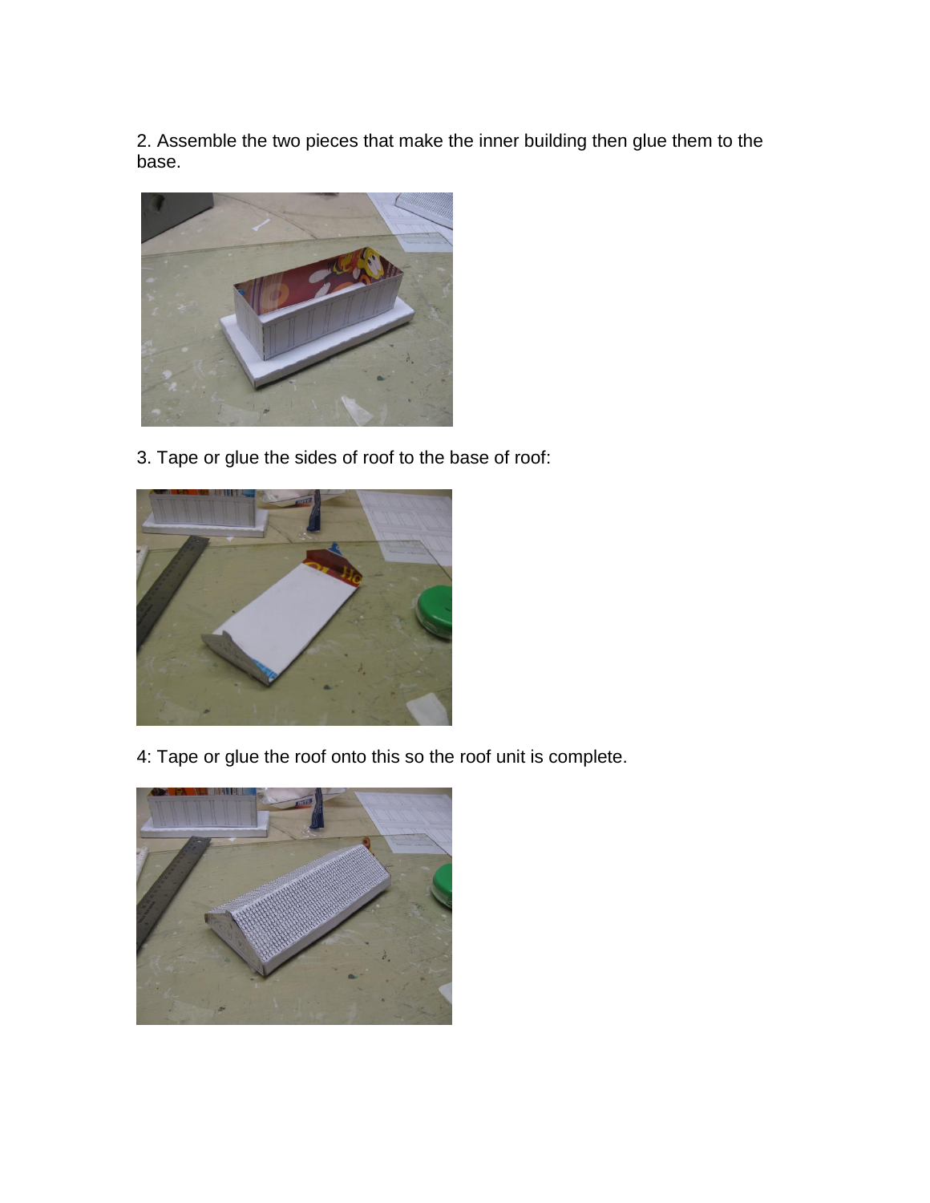2. Assemble the two pieces that make the inner building then glue them to the base.

3. Tape or glue the sides of roof to the base of roof:

4: Tape or glue the roof onto this so the roof unit is complete.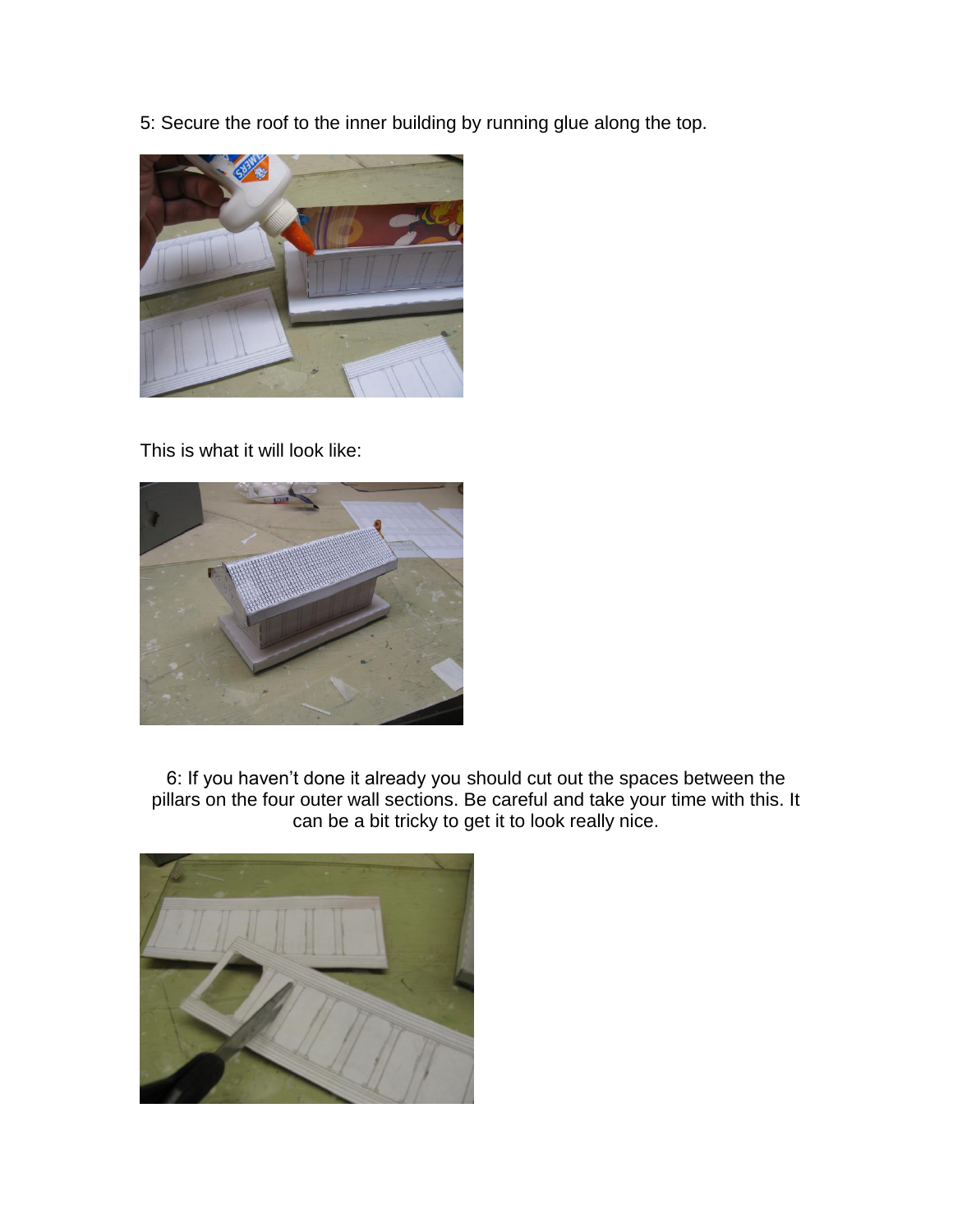5: Secure the roof to the inner building by running glue along the top.

This is what it will look like:

6: If you haven't done it already you should cut out the spaces between the pillars on the four outer wall sections. Be careful and take your time with this. It can be a bit tricky to get it to look really nice.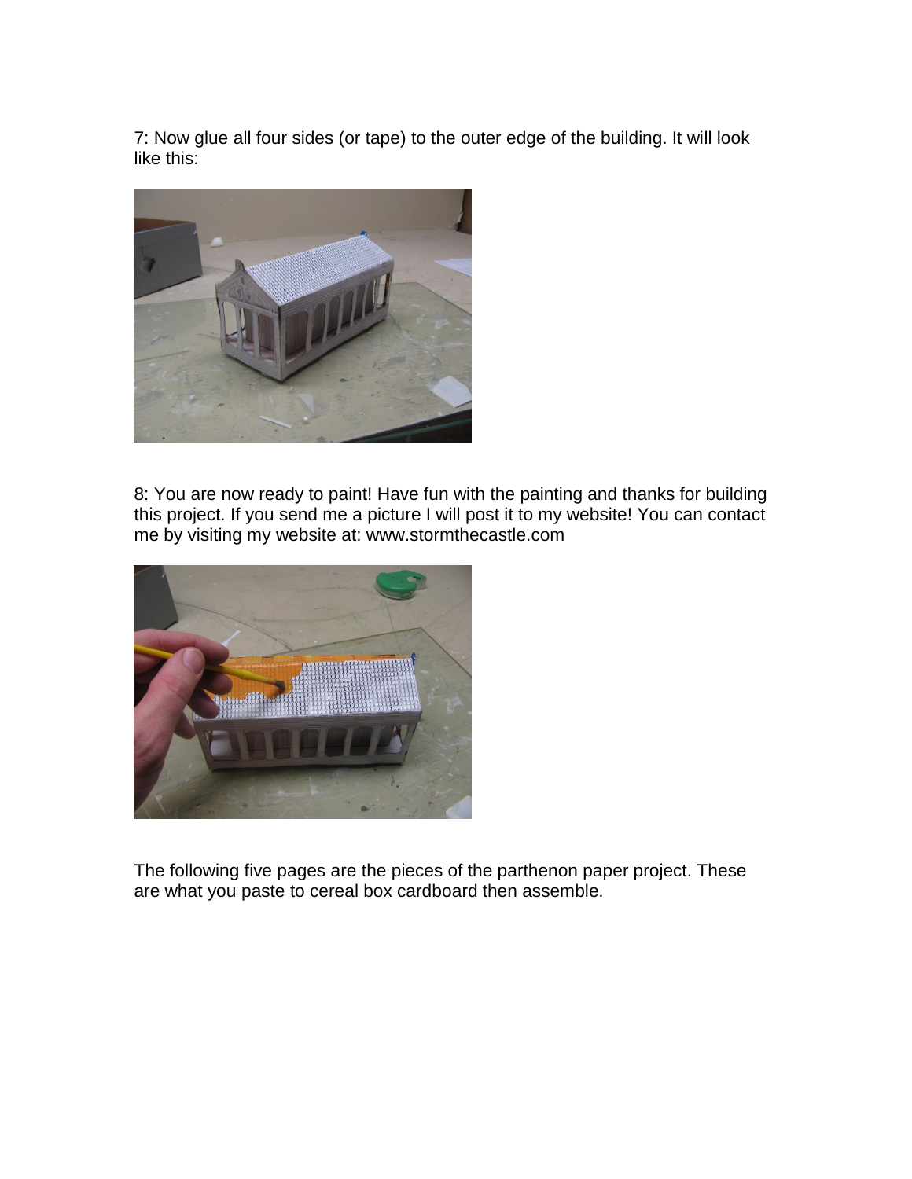7: Now glue all four sides (or tape) to the outer edge of the building. It will look like this:

8: You are now ready to paint! Have fun with the painting and thanks for building this project. If you send me a picture I will post it to my website! You can contact me by visiting my website at: www.stormthecastle.com

The following five pages are the pieces of the parthenon paper project. These are what you paste to cereal box cardboard then assemble.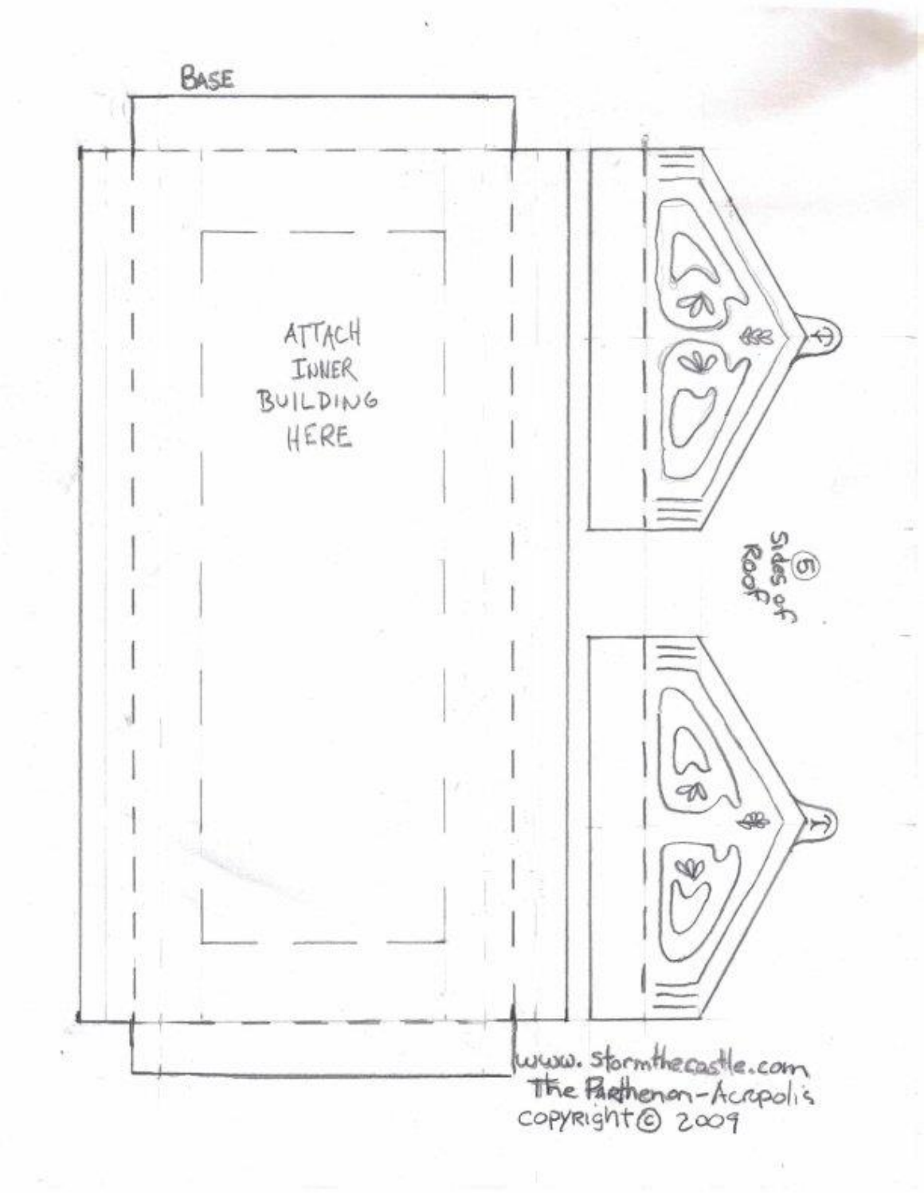BASE

ATTACH INNER BUILDING HERE

⑤ Sides of Roof

www.stormthecastle.com
The Parthenon-Acropolis
COPYRIGHT © 2009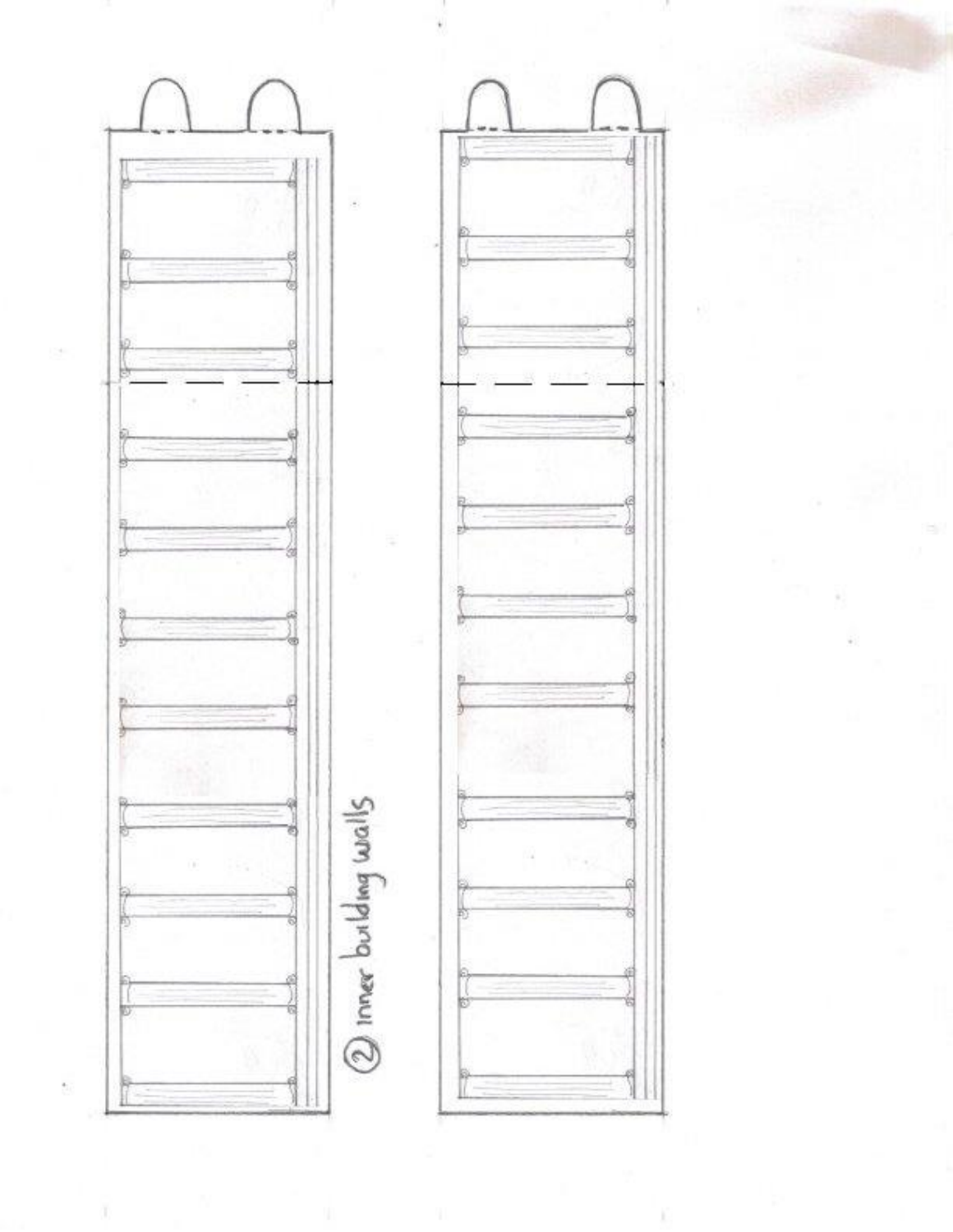② inner building walls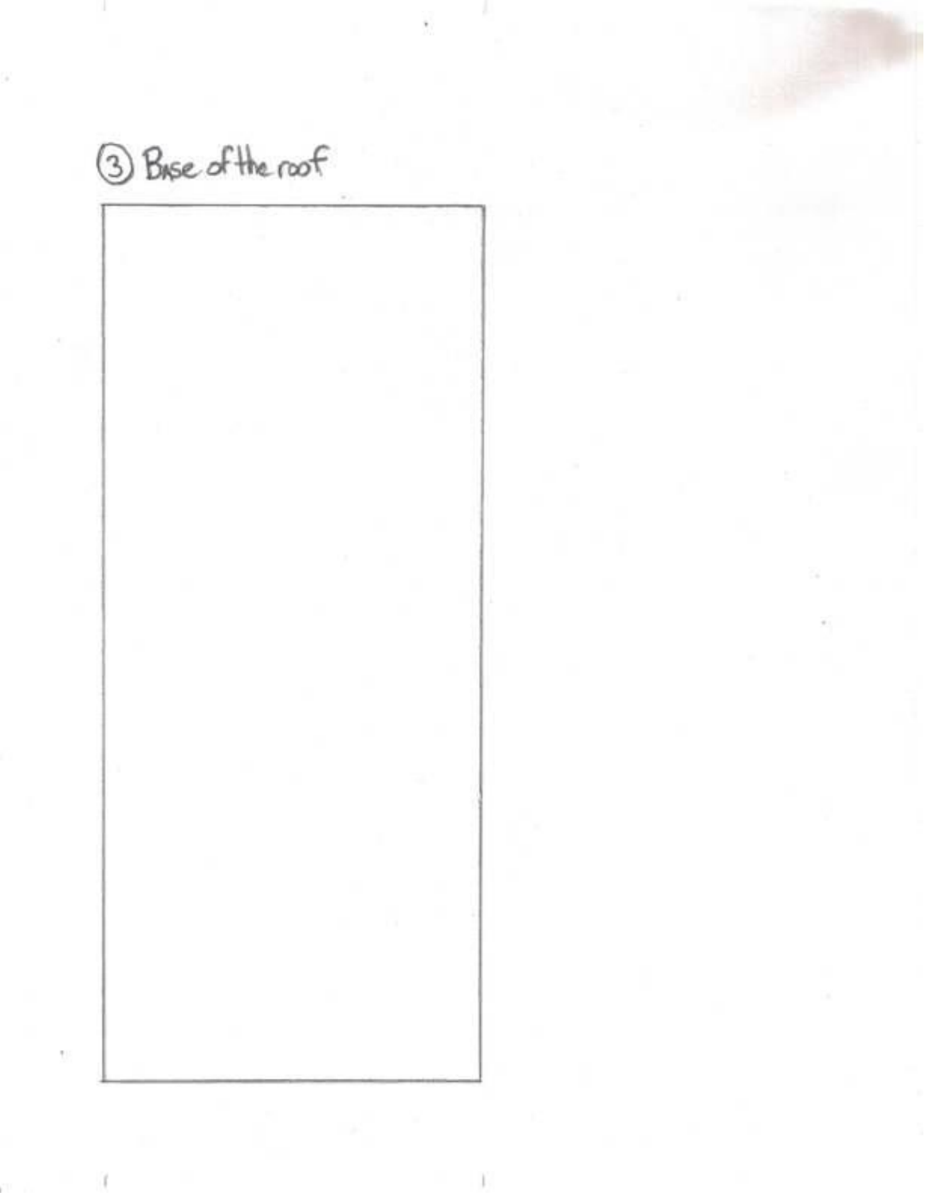③ Base of the roof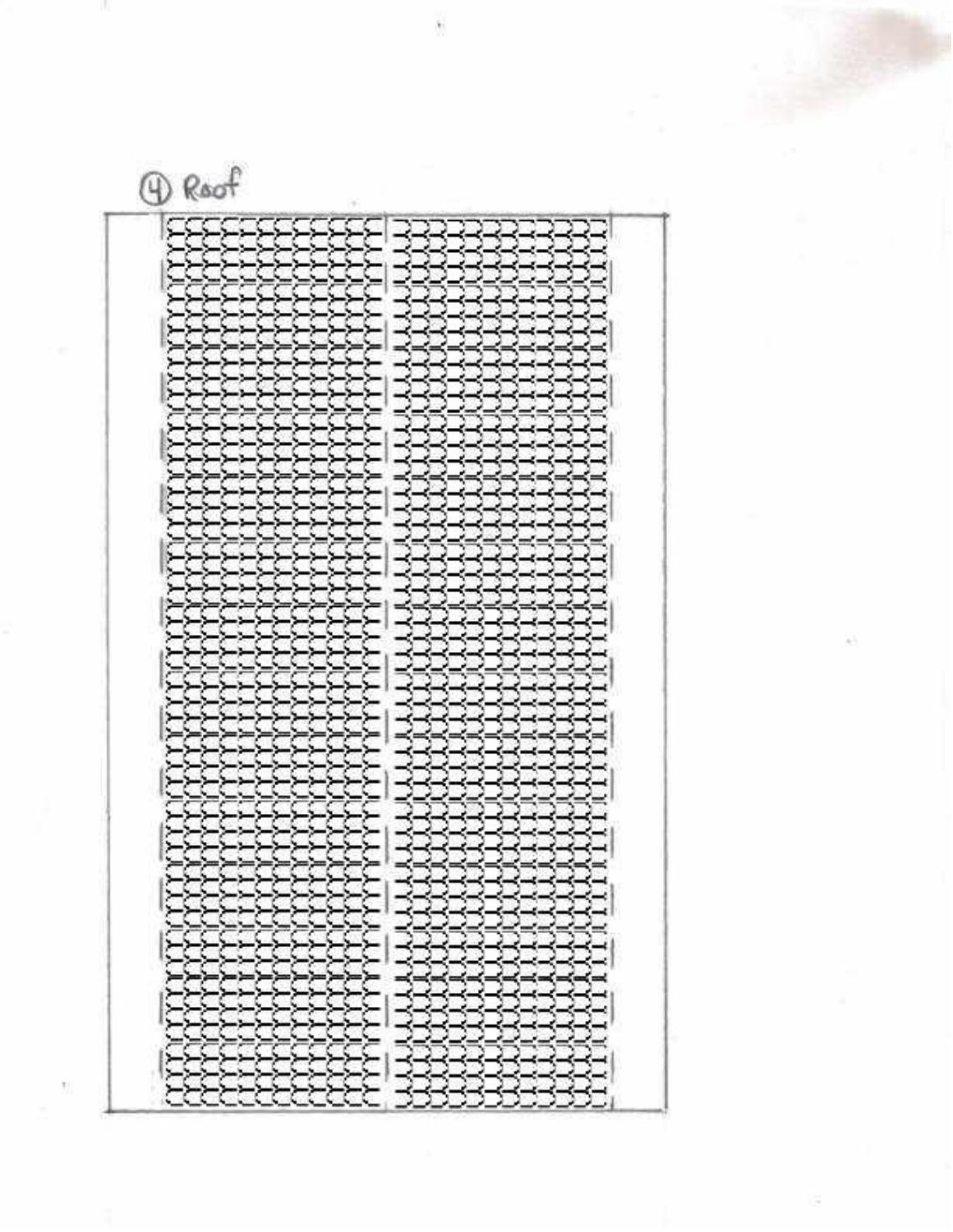④ Roof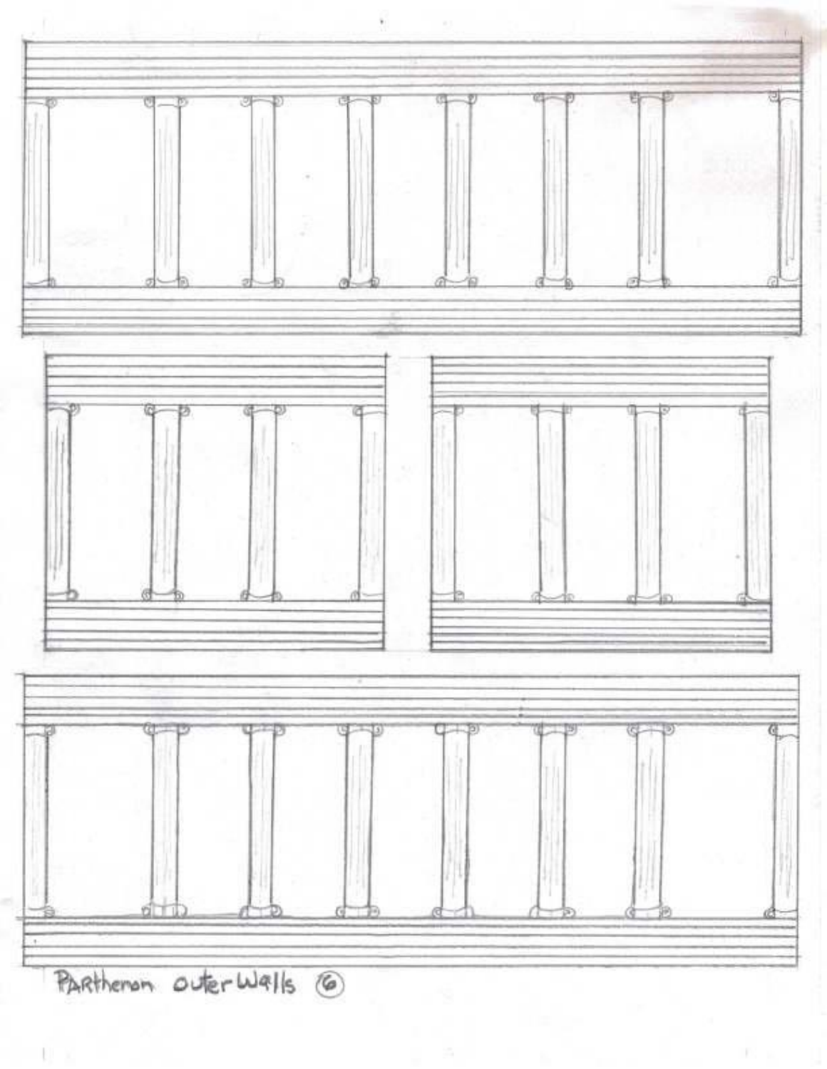PARthenon outer Walls ⑥